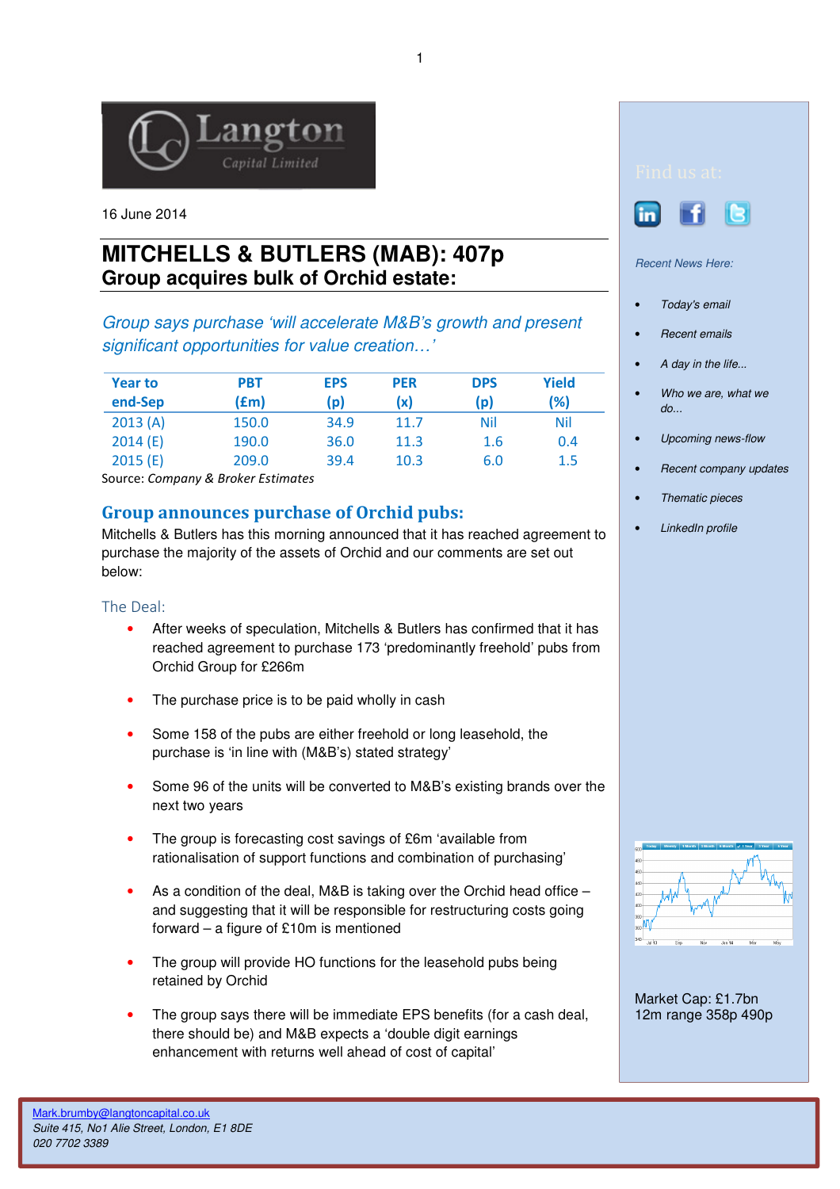Langton Capital Limited

16 June 2014

# MITCHELLS & BUTLERS (MAB): 407p

## Group acquires bulk of Orchid estate:

*Group says purchase 'will accelerate M&B's growth and present significant opportunities for value creation…'*

| Year to end-Sep | PBT (£m) | EPS (p) | PER (x) | DPS (p) | Yield (%) |
|---|---|---|---|---|---|
| 2013 (A) | 150.0 | 34.9 | 11.7 | Nil | Nil |
| 2014 (E) | 190.0 | 36.0 | 11.3 | 1.6 | 0.4 |
| 2015 (E) | 209.0 | 39.4 | 10.3 | 6.0 | 1.5 |

Source: *Company & Broker Estimates*

## Group announces purchase of Orchid pubs:

Mitchells & Butlers has this morning announced that it has reached agreement to purchase the majority of the assets of Orchid and our comments are set out below:

### The Deal:

- After weeks of speculation, Mitchells & Butlers has confirmed that it has reached agreement to purchase 173 'predominantly freehold' pubs from Orchid Group for £266m
- The purchase price is to be paid wholly in cash
- Some 158 of the pubs are either freehold or long leasehold, the purchase is 'in line with (M&B's) stated strategy'
- Some 96 of the units will be converted to M&B's existing brands over the next two years
- The group is forecasting cost savings of £6m 'available from rationalisation of support functions and combination of purchasing'
- As a condition of the deal, M&B is taking over the Orchid head office – and suggesting that it will be responsible for restructuring costs going forward – a figure of £10m is mentioned
- The group will provide HO functions for the leasehold pubs being retained by Orchid
- The group says there will be immediate EPS benefits (for a cash deal, there should be) and M&B expects a 'double digit earnings enhancement with returns well ahead of cost of capital'

Find us at:

*Recent News Here:*

- *Today's email*
- *Recent emails*
- *A day in the life...*
- *Who we are, what we do...*
- *Upcoming news-flow*
- *Recent company updates*
- *Thematic pieces*
- *LinkedIn profile*

Market Cap: £1.7bn
12m range 358p 490p

Mark.brumby@langtoncapital.co.uk
*Suite 415, No1 Alie Street, London, E1 8DE*
*020 7702 3389*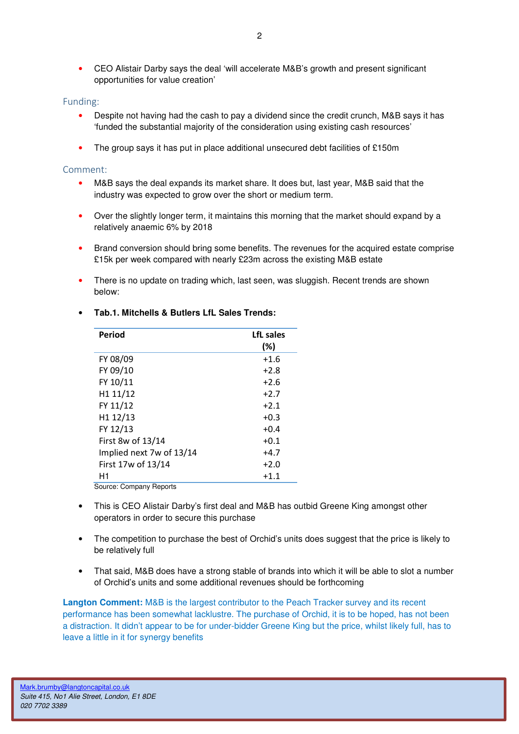- CEO Alistair Darby says the deal 'will accelerate M&B's growth and present significant opportunities for value creation'

### Funding:

- Despite not having had the cash to pay a dividend since the credit crunch, M&B says it has 'funded the substantial majority of the consideration using existing cash resources'
- The group says it has put in place additional unsecured debt facilities of £150m

### Comment:

- M&B says the deal expands its market share. It does but, last year, M&B said that the industry was expected to grow over the short or medium term.
- Over the slightly longer term, it maintains this morning that the market should expand by a relatively anaemic 6% by 2018
- Brand conversion should bring some benefits. The revenues for the acquired estate comprise £15k per week compared with nearly £23m across the existing M&B estate
- There is no update on trading which, last seen, was sluggish. Recent trends are shown below:

- **Tab.1. Mitchells & Butlers LfL Sales Trends:**

| Period | LfL sales (%) |
|---|---|
| FY 08/09 | +1.6 |
| FY 09/10 | +2.8 |
| FY 10/11 | +2.6 |
| H1 11/12 | +2.7 |
| FY 11/12 | +2.1 |
| H1 12/13 | +0.3 |
| FY 12/13 | +0.4 |
| First 8w of 13/14 | +0.1 |
| Implied next 7w of 13/14 | +4.7 |
| First 17w of 13/14 | +2.0 |
| H1 | +1.1 |

Source: Company Reports

- This is CEO Alistair Darby's first deal and M&B has outbid Greene King amongst other operators in order to secure this purchase
- The competition to purchase the best of Orchid's units does suggest that the price is likely to be relatively full
- That said, M&B does have a strong stable of brands into which it will be able to slot a number of Orchid's units and some additional revenues should be forthcoming

**Langton Comment:** M&B is the largest contributor to the Peach Tracker survey and its recent performance has been somewhat lacklustre. The purchase of Orchid, it is to be hoped, has not been a distraction. It didn't appear to be for under-bidder Greene King but the price, whilst likely full, has to leave a little in it for synergy benefits

Mark.brumby@langtoncapital.co.uk
*Suite 415, No1 Alie Street, London, E1 8DE*
*020 7702 3389*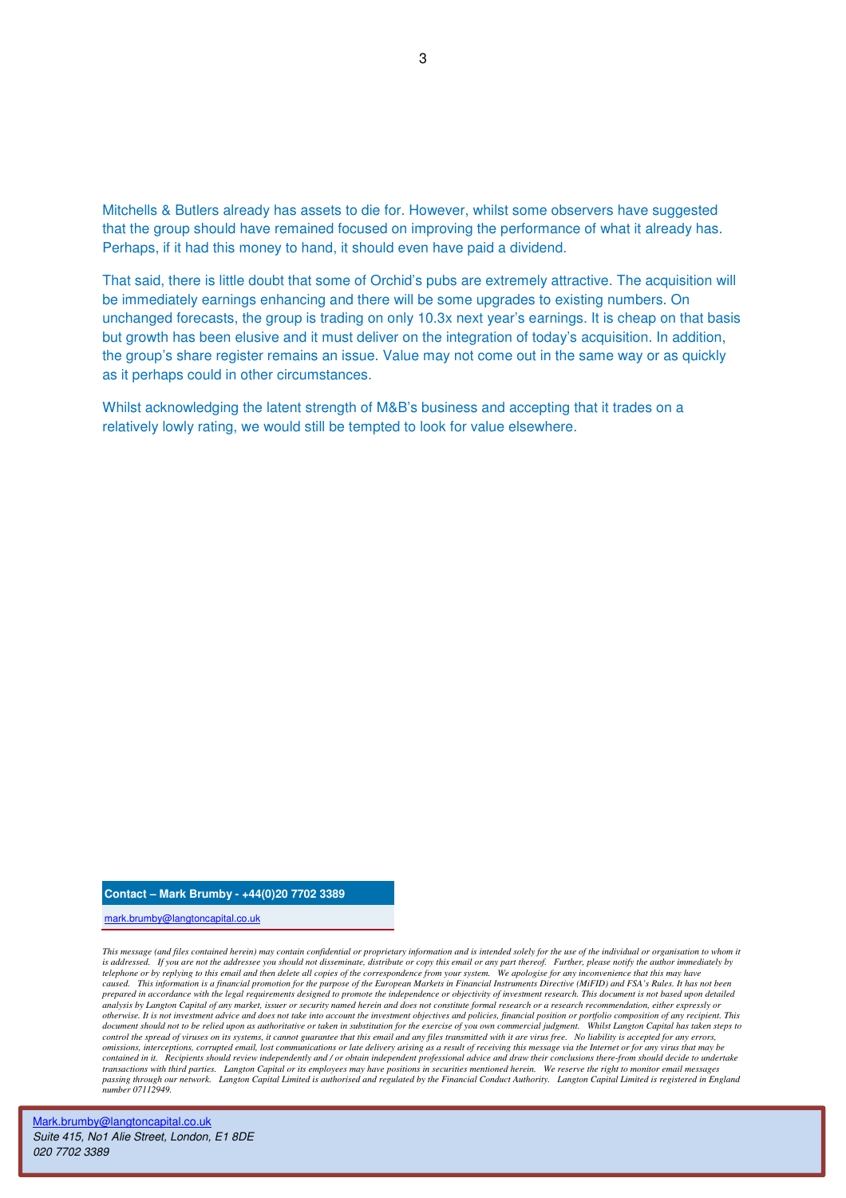Mitchells & Butlers already has assets to die for. However, whilst some observers have suggested that the group should have remained focused on improving the performance of what it already has. Perhaps, if it had this money to hand, it should even have paid a dividend.

That said, there is little doubt that some of Orchid's pubs are extremely attractive. The acquisition will be immediately earnings enhancing and there will be some upgrades to existing numbers. On unchanged forecasts, the group is trading on only 10.3x next year's earnings. It is cheap on that basis but growth has been elusive and it must deliver on the integration of today's acquisition. In addition, the group's share register remains an issue. Value may not come out in the same way or as quickly as it perhaps could in other circumstances.

Whilst acknowledging the latent strength of M&B's business and accepting that it trades on a relatively lowly rating, we would still be tempted to look for value elsewhere.

**Contact – Mark Brumby - +44(0)20 7702 3389**

mark.brumby@langtoncapital.co.uk

*This message (and files contained herein) may contain confidential or proprietary information and is intended solely for the use of the individual or organisation to whom it is addressed. If you are not the addressee you should not disseminate, distribute or copy this email or any part thereof. Further, please notify the author immediately by telephone or by replying to this email and then delete all copies of the correspondence from your system. We apologise for any inconvenience that this may have caused. This information is a financial promotion for the purpose of the European Markets in Financial Instruments Directive (MiFID) and FSA's Rules. It has not been prepared in accordance with the legal requirements designed to promote the independence or objectivity of investment research. This document is not based upon detailed analysis by Langton Capital of any market, issuer or security named herein and does not constitute formal research or a research recommendation, either expressly or otherwise. It is not investment advice and does not take into account the investment objectives and policies, financial position or portfolio composition of any recipient. This document should not to be relied upon as authoritative or taken in substitution for the exercise of you own commercial judgment. Whilst Langton Capital has taken steps to control the spread of viruses on its systems, it cannot guarantee that this email and any files transmitted with it are virus free. No liability is accepted for any errors, omissions, interceptions, corrupted email, lost communications or late delivery arising as a result of receiving this message via the Internet or for any virus that may be contained in it. Recipients should review independently and / or obtain independent professional advice and draw their conclusions there-from should decide to undertake transactions with third parties. Langton Capital or its employees may have positions in securities mentioned herein. We reserve the right to monitor email messages passing through our network. Langton Capital Limited is authorised and regulated by the Financial Conduct Authority. Langton Capital Limited is registered in England number 07112949.*

Mark.brumby@langtoncapital.co.uk
*Suite 415, No1 Alie Street, London, E1 8DE*
*020 7702 3389*